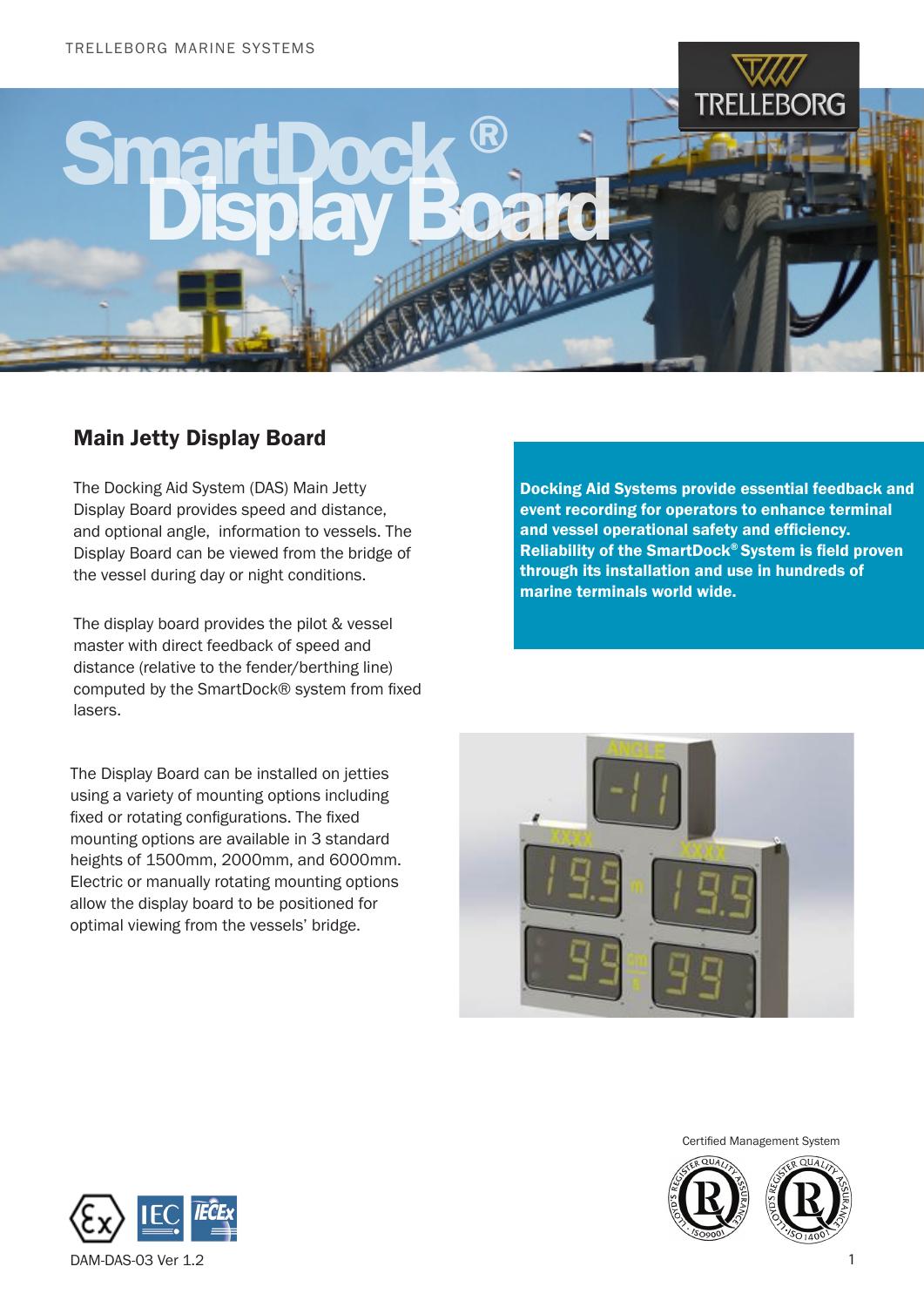# SmartDock® Display Board

## Main Jetty Display Board

The Docking Aid System (DAS) Main Jetty Display Board provides speed and distance, and optional angle, information to vessels. The Display Board can be viewed from the bridge of the vessel during day or night conditions.

The display board provides the pilot & vessel master with direct feedback of speed and distance (relative to the fender/berthing line) computed by the SmartDock® system from fixed lasers.

The Display Board can be installed on jetties using a variety of mounting options including fixed or rotating configurations. The fixed mounting options are available in 3 standard heights of 1500mm, 2000mm, and 6000mm. Electric or manually rotating mounting options allow the display board to be positioned for optimal viewing from the vessels' bridge.

**Docking Aid Systems provide essential feedback and event recording for operators to enhance terminal and vessel operational safety and efficiency. Reliability of the SmartDock® System is field proven through its installation and use in hundreds of marine terminals world wide.**

Certified Management System

DAM-DAS-03 Ver 1.2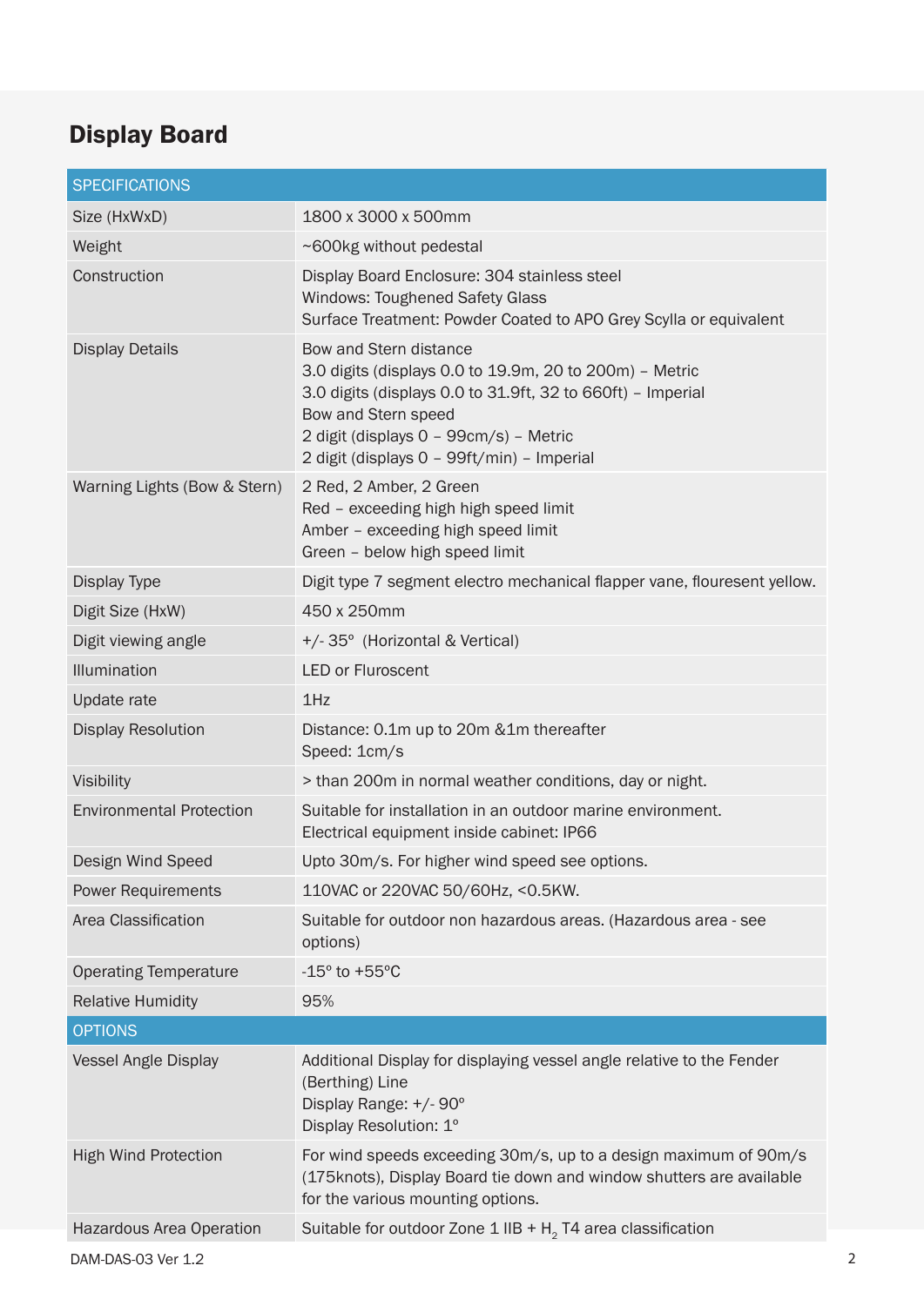## Display Board

| SPECIFICATIONS | |
|---|---|
| Size (HxWxD) | 1800 x 3000 x 500mm |
| Weight | ~600kg without pedestal |
| Construction | Display Board Enclosure: 304 stainless steel<br>Windows: Toughened Safety Glass<br>Surface Treatment: Powder Coated to APO Grey Scylla or equivalent |
| Display Details | Bow and Stern distance<br>3.0 digits (displays 0.0 to 19.9m, 20 to 200m) – Metric<br>3.0 digits (displays 0.0 to 31.9ft, 32 to 660ft) – Imperial<br>Bow and Stern speed<br>2 digit (displays 0 – 99cm/s) – Metric<br>2 digit (displays 0 – 99ft/min) – Imperial |
| Warning Lights (Bow & Stern) | 2 Red, 2 Amber, 2 Green<br>Red – exceeding high high speed limit<br>Amber – exceeding high speed limit<br>Green – below high speed limit |
| Display Type | Digit type 7 segment electro mechanical flapper vane, flouresent yellow. |
| Digit Size (HxW) | 450 x 250mm |
| Digit viewing angle | +/- 35° (Horizontal & Vertical) |
| Illumination | LED or Fluroscent |
| Update rate | 1Hz |
| Display Resolution | Distance: 0.1m up to 20m &1m thereafter<br>Speed: 1cm/s |
| Visibility | > than 200m in normal weather conditions, day or night. |
| Environmental Protection | Suitable for installation in an outdoor marine environment.<br>Electrical equipment inside cabinet: IP66 |
| Design Wind Speed | Upto 30m/s. For higher wind speed see options. |
| Power Requirements | 110VAC or 220VAC 50/60Hz, <0.5KW. |
| Area Classification | Suitable for outdoor non hazardous areas. (Hazardous area - see options) |
| Operating Temperature | -15° to +55°C |
| Relative Humidity | 95% |
| **OPTIONS** | |
| Vessel Angle Display | Additional Display for displaying vessel angle relative to the Fender (Berthing) Line<br>Display Range: +/- 90°<br>Display Resolution: 1° |
| High Wind Protection | For wind speeds exceeding 30m/s, up to a design maximum of 90m/s (175knots), Display Board tie down and window shutters are available for the various mounting options. |
| Hazardous Area Operation | Suitable for outdoor Zone 1 IIB + $H_2$ T4 area classification |

DAM-DAS-03 Ver 1.2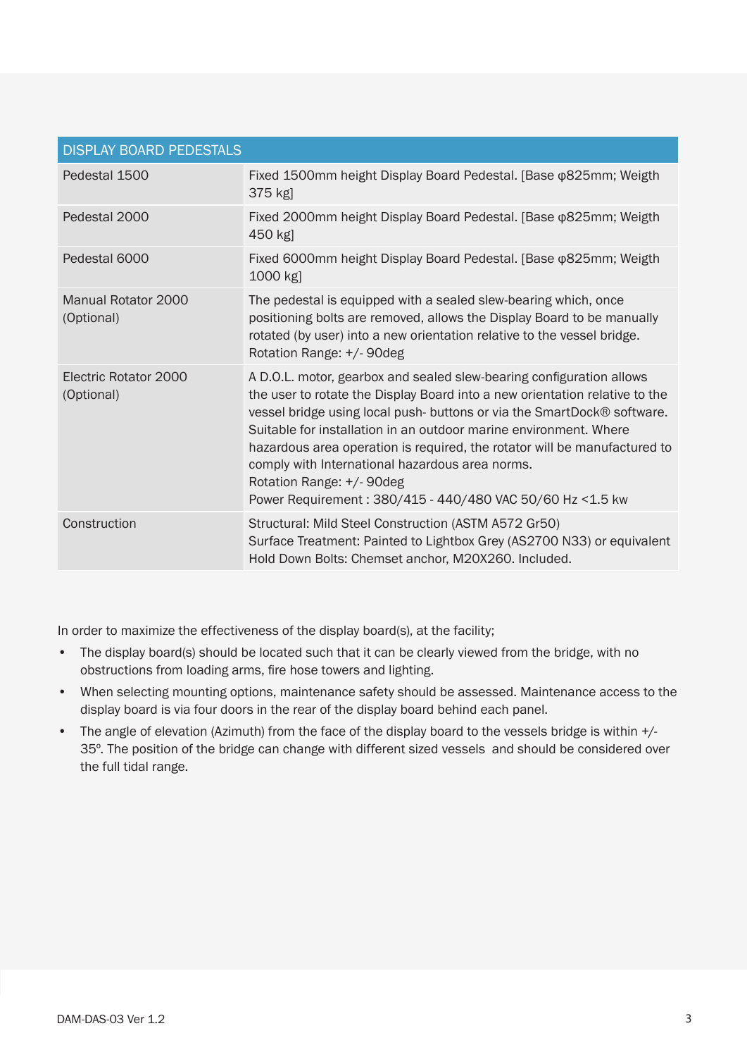| DISPLAY BOARD PEDESTALS | |
|---|---|
| Pedestal 1500 | Fixed 1500mm height Display Board Pedestal. [Base φ825mm; Weigth 375 kg] |
| Pedestal 2000 | Fixed 2000mm height Display Board Pedestal. [Base φ825mm; Weigth 450 kg] |
| Pedestal 6000 | Fixed 6000mm height Display Board Pedestal. [Base φ825mm; Weigth 1000 kg] |
| Manual Rotator 2000 (Optional) | The pedestal is equipped with a sealed slew-bearing which, once positioning bolts are removed, allows the Display Board to be manually rotated (by user) into a new orientation relative to the vessel bridge.<br>Rotation Range: +/- 90deg |
| Electric Rotator 2000 (Optional) | A D.O.L. motor, gearbox and sealed slew-bearing configuration allows the user to rotate the Display Board into a new orientation relative to the vessel bridge using local push- buttons or via the SmartDock® software. Suitable for installation in an outdoor marine environment. Where hazardous area operation is required, the rotator will be manufactured to comply with International hazardous area norms.<br>Rotation Range: +/- 90deg<br>Power Requirement : 380/415 - 440/480 VAC 50/60 Hz <1.5 kw |
| Construction | Structural: Mild Steel Construction (ASTM A572 Gr50)<br>Surface Treatment: Painted to Lightbox Grey (AS2700 N33) or equivalent<br>Hold Down Bolts: Chemset anchor, M20X260. Included. |

In order to maximize the effectiveness of the display board(s), at the facility;

- The display board(s) should be located such that it can be clearly viewed from the bridge, with no obstructions from loading arms, fire hose towers and lighting.
- When selecting mounting options, maintenance safety should be assessed. Maintenance access to the display board is via four doors in the rear of the display board behind each panel.
- The angle of elevation (Azimuth) from the face of the display board to the vessels bridge is within +/- 35º. The position of the bridge can change with different sized vessels and should be considered over the full tidal range.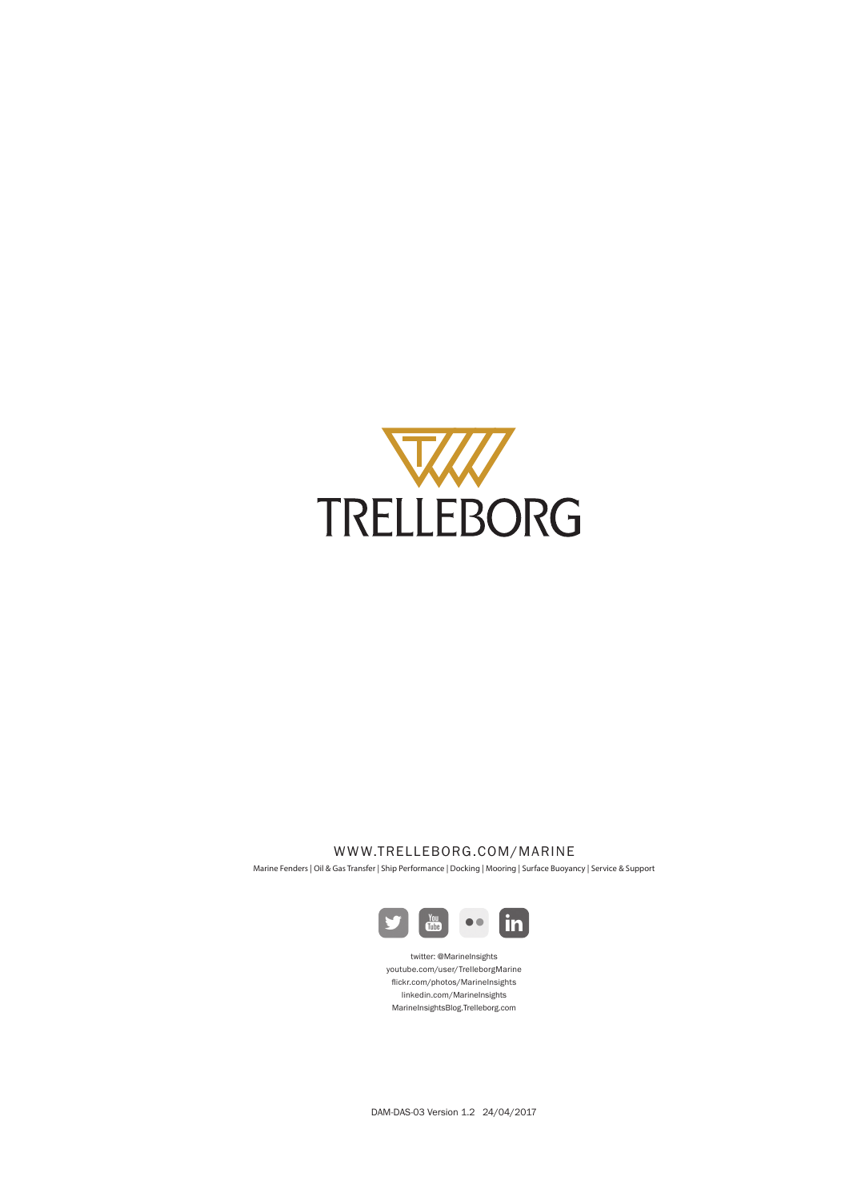TRELLEBORG

WWW.TRELLEBORG.COM/MARINE

Marine Fenders | Oil & Gas Transfer | Ship Performance | Docking | Mooring | Surface Buoyancy | Service & Support

twitter: @MarineInsights
youtube.com/user/TrelleborgMarine
flickr.com/photos/MarineInsights
linkedin.com/MarineInsights
MarineInsightsBlog.Trelleborg.com

DAM-DAS-03 Version 1.2 24/04/2017